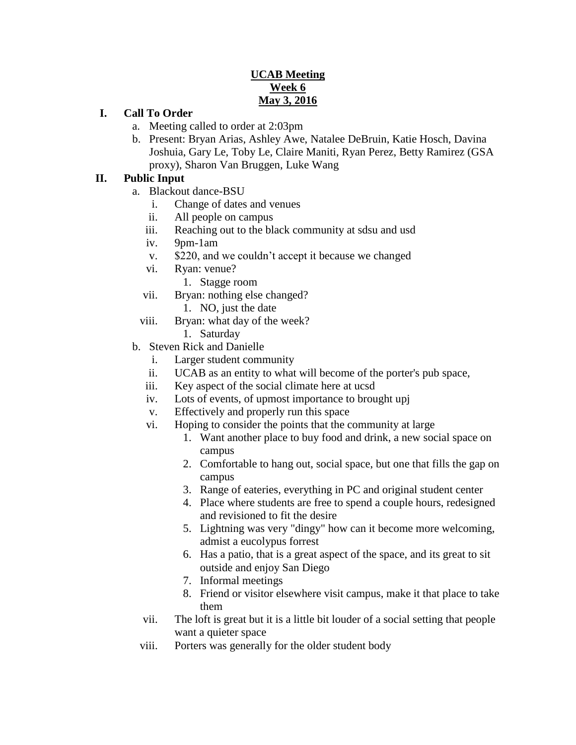**UCAB Meeting**
**Week 6**
**May 3, 2016**

I. **Call To Order**
   a. Meeting called to order at 2:03pm
   b. Present: Bryan Arias, Ashley Awe, Natalee DeBruin, Katie Hosch, Davina Joshuia, Gary Le, Toby Le, Claire Maniti, Ryan Perez, Betty Ramirez (GSA proxy), Sharon Van Bruggen, Luke Wang

II. **Public Input**
   a. Blackout dance-BSU
      i. Change of dates and venues
      ii. All people on campus
      iii. Reaching out to the black community at sdsu and usd
      iv. 9pm-1am
      v. $220, and we couldn't accept it because we changed
      vi. Ryan: venue?
         1. Stagge room
      vii. Bryan: nothing else changed?
         1. NO, just the date
      viii. Bryan: what day of the week?
         1. Saturday
   b. Steven Rick and Danielle
      i. Larger student community
      ii. UCAB as an entity to what will become of the porter's pub space,
      iii. Key aspect of the social climate here at ucsd
      iv. Lots of events, of upmost importance to brought upj
      v. Effectively and properly run this space
      vi. Hoping to consider the points that the community at large
         1. Want another place to buy food and drink, a new social space on campus
         2. Comfortable to hang out, social space, but one that fills the gap on campus
         3. Range of eateries, everything in PC and original student center
         4. Place where students are free to spend a couple hours, redesigned and revisioned to fit the desire
         5. Lightning was very "dingy" how can it become more welcoming, admist a eucolypus forrest
         6. Has a patio, that is a great aspect of the space, and its great to sit outside and enjoy San Diego
         7. Informal meetings
         8. Friend or visitor elsewhere visit campus, make it that place to take them
      vii. The loft is great but it is a little bit louder of a social setting that people want a quieter space
      viii. Porters was generally for the older student body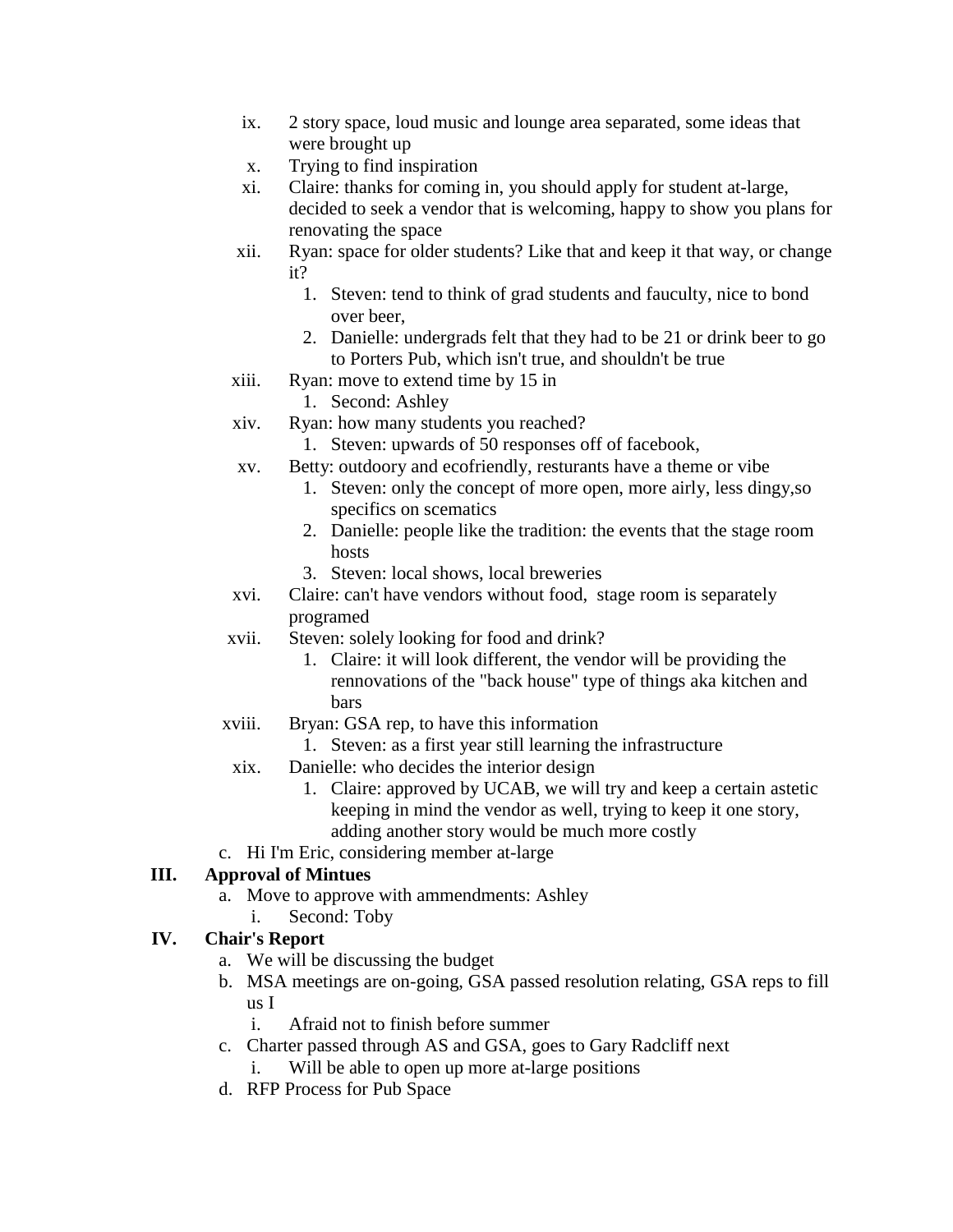ix. 2 story space, loud music and lounge area separated, some ideas that were brought up
x. Trying to find inspiration
xi. Claire: thanks for coming in, you should apply for student at-large, decided to seek a vendor that is welcoming, happy to show you plans for renovating the space
xii. Ryan: space for older students? Like that and keep it that way, or change it?
   1. Steven: tend to think of grad students and fauculty, nice to bond over beer,
   2. Danielle: undergrads felt that they had to be 21 or drink beer to go to Porters Pub, which isn't true, and shouldn't be true
xiii. Ryan: move to extend time by 15 in
   1. Second: Ashley
xiv. Ryan: how many students you reached?
   1. Steven: upwards of 50 responses off of facebook,
xv. Betty: outdoory and ecofriendly, resturants have a theme or vibe
   1. Steven: only the concept of more open, more airly, less dingy,so specifics on scematics
   2. Danielle: people like the tradition: the events that the stage room hosts
   3. Steven: local shows, local breweries
xvi. Claire: can't have vendors without food, stage room is separately programed
xvii. Steven: solely looking for food and drink?
   1. Claire: it will look different, the vendor will be providing the rennovations of the "back house" type of things aka kitchen and bars
xviii. Bryan: GSA rep, to have this information
   1. Steven: as a first year still learning the infrastructure
xix. Danielle: who decides the interior design
   1. Claire: approved by UCAB, we will try and keep a certain astetic keeping in mind the vendor as well, trying to keep it one story, adding another story would be much more costly

c. Hi I'm Eric, considering member at-large

## III. Approval of Mintues

a. Move to approve with ammendments: Ashley
   i. Second: Toby

## IV. Chair's Report

a. We will be discussing the budget
b. MSA meetings are on-going, GSA passed resolution relating, GSA reps to fill us I
   i. Afraid not to finish before summer
c. Charter passed through AS and GSA, goes to Gary Radcliff next
   i. Will be able to open up more at-large positions
d. RFP Process for Pub Space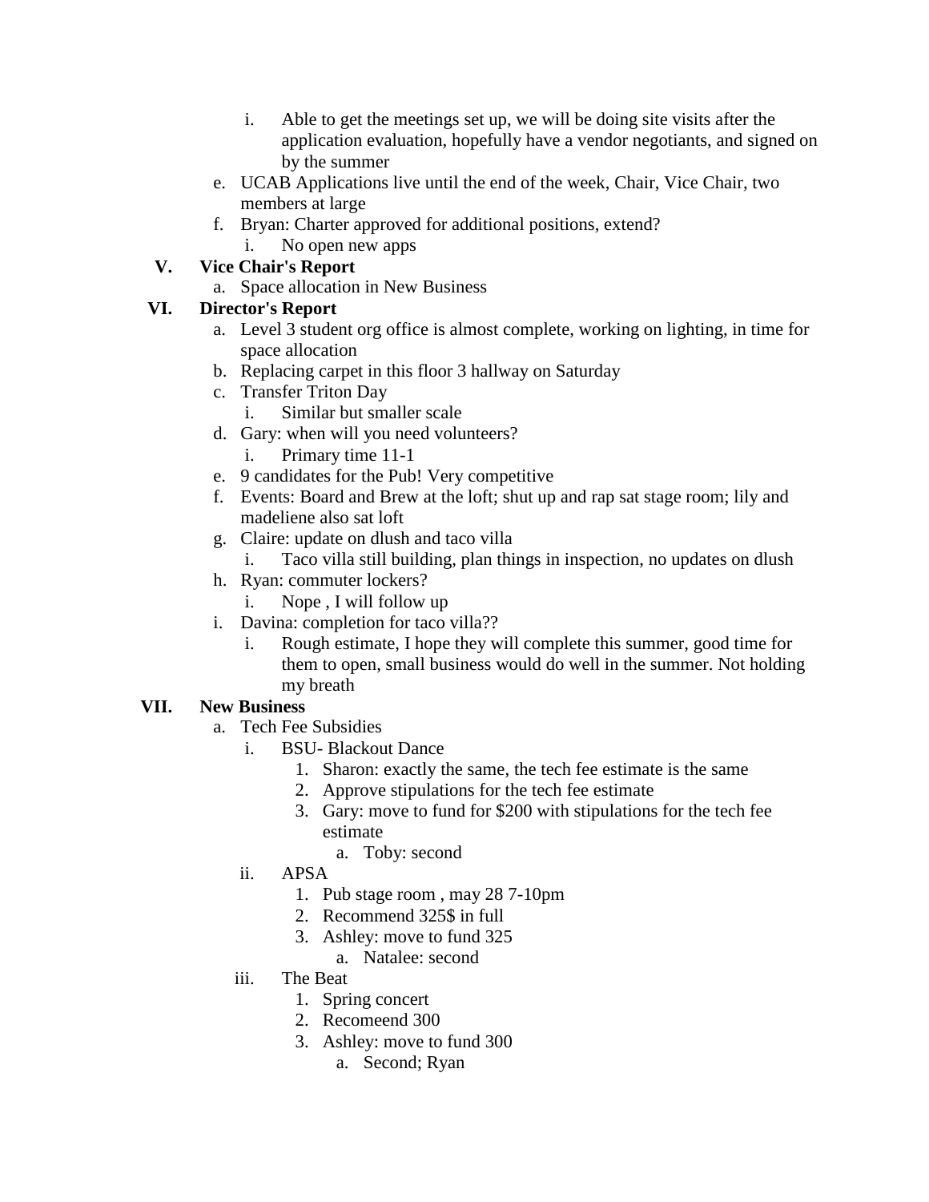i. Able to get the meetings set up, we will be doing site visits after the application evaluation, hopefully have a vendor negotiants, and signed on by the summer

e. UCAB Applications live until the end of the week, Chair, Vice Chair, two members at large

f. Bryan: Charter approved for additional positions, extend?

 i. No open new apps

## V. Vice Chair's Report

a. Space allocation in New Business

## VI. Director's Report

a. Level 3 student org office is almost complete, working on lighting, in time for space allocation

b. Replacing carpet in this floor 3 hallway on Saturday

c. Transfer Triton Day

 i. Similar but smaller scale

d. Gary: when will you need volunteers?

 i. Primary time 11-1

e. 9 candidates for the Pub! Very competitive

f. Events: Board and Brew at the loft; shut up and rap sat stage room; lily and madeliene also sat loft

g. Claire: update on dlush and taco villa

 i. Taco villa still building, plan things in inspection, no updates on dlush

h. Ryan: commuter lockers?

 i. Nope , I will follow up

i. Davina: completion for taco villa??

 i. Rough estimate, I hope they will complete this summer, good time for them to open, small business would do well in the summer. Not holding my breath

## VII. New Business

a. Tech Fee Subsidies

 i. BSU- Blackout Dance

  1. Sharon: exactly the same, the tech fee estimate is the same
  2. Approve stipulations for the tech fee estimate
  3. Gary: move to fund for $200 with stipulations for the tech fee estimate

   a. Toby: second

 ii. APSA

  1. Pub stage room , may 28 7-10pm
  2. Recommend 325$ in full
  3. Ashley: move to fund 325

   a. Natalee: second

 iii. The Beat

  1. Spring concert
  2. Recomeend 300
  3. Ashley: move to fund 300

   a. Second; Ryan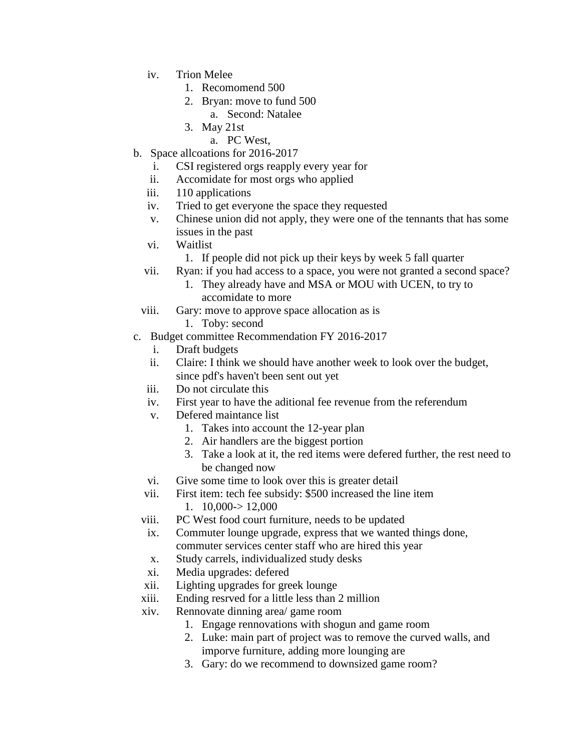- iv. Trion Melee
    1. Recomomend 500
    2. Bryan: move to fund 500
        a. Second: Natalee
    3. May 21st
        a. PC West,

b. Space allcoations for 2016-2017
- i. CSI registered orgs reapply every year for
- ii. Accomidate for most orgs who applied
- iii. 110 applications
- iv. Tried to get everyone the space they requested
- v. Chinese union did not apply, they were one of the tennants that has some issues in the past
- vi. Waitlist
    1. If people did not pick up their keys by week 5 fall quarter
- vii. Ryan: if you had access to a space, you were not granted a second space?
    1. They already have and MSA or MOU with UCEN, to try to accomidate to more
- viii. Gary: move to approve space allocation as is
    1. Toby: second

c. Budget committee Recommendation FY 2016-2017
- i. Draft budgets
- ii. Claire: I think we should have another week to look over the budget, since pdf's haven't been sent out yet
- iii. Do not circulate this
- iv. First year to have the aditional fee revenue from the referendum
- v. Defered maintance list
    1. Takes into account the 12-year plan
    2. Air handlers are the biggest portion
    3. Take a look at it, the red items were defered further, the rest need to be changed now
- vi. Give some time to look over this is greater detail
- vii. First item: tech fee subsidy: $500 increased the line item
    1. 10,000-> 12,000
- viii. PC West food court furniture, needs to be updated
- ix. Commuter lounge upgrade, express that we wanted things done, commuter services center staff who are hired this year
- x. Study carrels, individualized study desks
- xi. Media upgrades: defered
- xii. Lighting upgrades for greek lounge
- xiii. Ending resrved for a little less than 2 million
- xiv. Rennovate dinning area/ game room
    1. Engage rennovations with shogun and game room
    2. Luke: main part of project was to remove the curved walls, and imporve furniture, adding more lounging are
    3. Gary: do we recommend to downsized game room?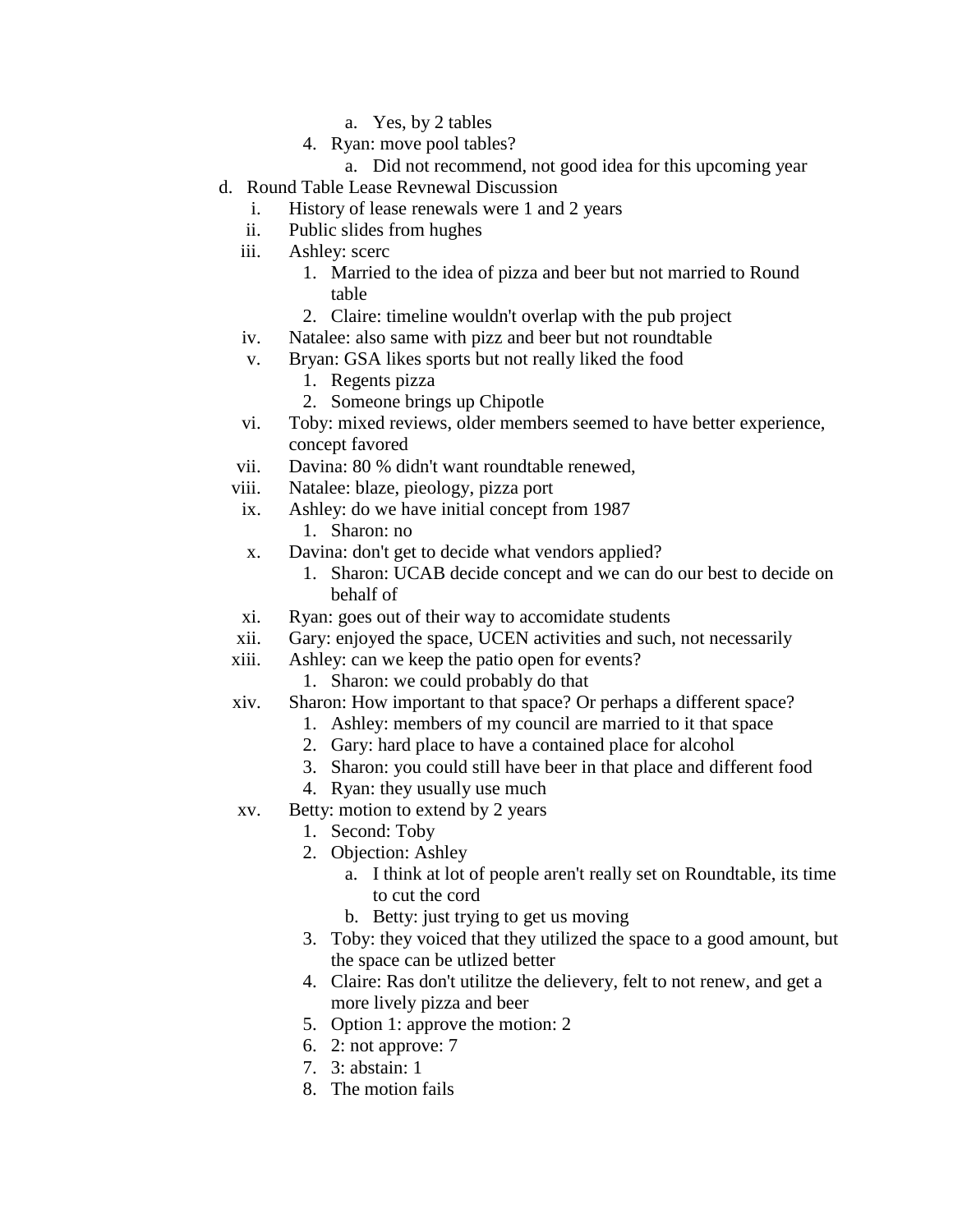a. Yes, by 2 tables
        4. Ryan: move pool tables?
            a. Did not recommend, not good idea for this upcoming year

d. Round Table Lease Revnewal Discussion
    i. History of lease renewals were 1 and 2 years
    ii. Public slides from hughes
    iii. Ashley: scerc
        1. Married to the idea of pizza and beer but not married to Round table
        2. Claire: timeline wouldn't overlap with the pub project
    iv. Natalee: also same with pizz and beer but not roundtable
    v. Bryan: GSA likes sports but not really liked the food
        1. Regents pizza
        2. Someone brings up Chipotle
    vi. Toby: mixed reviews, older members seemed to have better experience, concept favored
    vii. Davina: 80 % didn't want roundtable renewed,
    viii. Natalee: blaze, pieology, pizza port
    ix. Ashley: do we have initial concept from 1987
        1. Sharon: no
    x. Davina: don't get to decide what vendors applied?
        1. Sharon: UCAB decide concept and we can do our best to decide on behalf of
    xi. Ryan: goes out of their way to accomidate students
    xii. Gary: enjoyed the space, UCEN activities and such, not necessarily
    xiii. Ashley: can we keep the patio open for events?
        1. Sharon: we could probably do that
    xiv. Sharon: How important to that space? Or perhaps a different space?
        1. Ashley: members of my council are married to it that space
        2. Gary: hard place to have a contained place for alcohol
        3. Sharon: you could still have beer in that place and different food
        4. Ryan: they usually use much
    xv. Betty: motion to extend by 2 years
        1. Second: Toby
        2. Objection: Ashley
            a. I think at lot of people aren't really set on Roundtable, its time to cut the cord
            b. Betty: just trying to get us moving
        3. Toby: they voiced that they utilized the space to a good amount, but the space can be utlized better
        4. Claire: Ras don't utilitze the delievery, felt to not renew, and get a more lively pizza and beer
        5. Option 1: approve the motion: 2
        6. 2: not approve: 7
        7. 3: abstain: 1
        8. The motion fails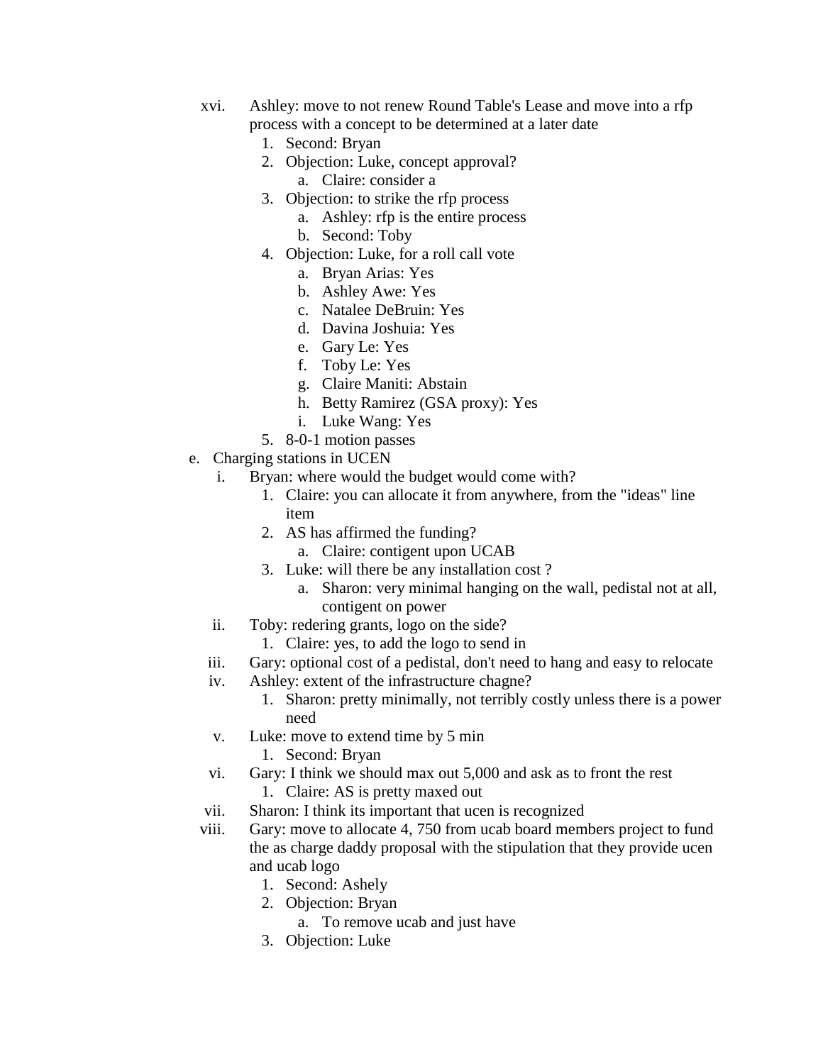xvi. Ashley: move to not renew Round Table's Lease and move into a rfp process with a concept to be determined at a later date
   1. Second: Bryan
   2. Objection: Luke, concept approval?
      a. Claire: consider a
   3. Objection: to strike the rfp process
      a. Ashley: rfp is the entire process
      b. Second: Toby
   4. Objection: Luke, for a roll call vote
      a. Bryan Arias: Yes
      b. Ashley Awe: Yes
      c. Natalee DeBruin: Yes
      d. Davina Joshuia: Yes
      e. Gary Le: Yes
      f. Toby Le: Yes
      g. Claire Maniti: Abstain
      h. Betty Ramirez (GSA proxy): Yes
      i. Luke Wang: Yes
   5. 8-0-1 motion passes

e. Charging stations in UCEN
   i. Bryan: where would the budget would come with?
      1. Claire: you can allocate it from anywhere, from the "ideas" line item
      2. AS has affirmed the funding?
         a. Claire: contigent upon UCAB
      3. Luke: will there be any installation cost ?
         a. Sharon: very minimal hanging on the wall, pedistal not at all, contigent on power
   ii. Toby: redering grants, logo on the side?
      1. Claire: yes, to add the logo to send in
   iii. Gary: optional cost of a pedistal, don't need to hang and easy to relocate
   iv. Ashley: extent of the infrastructure chagne?
      1. Sharon: pretty minimally, not terribly costly unless there is a power need
   v. Luke: move to extend time by 5 min
      1. Second: Bryan
   vi. Gary: I think we should max out 5,000 and ask as to front the rest
      1. Claire: AS is pretty maxed out
   vii. Sharon: I think its important that ucen is recognized
   viii. Gary: move to allocate 4, 750 from ucab board members project to fund the as charge daddy proposal with the stipulation that they provide ucen and ucab logo
      1. Second: Ashely
      2. Objection: Bryan
         a. To remove ucab and just have
      3. Objection: Luke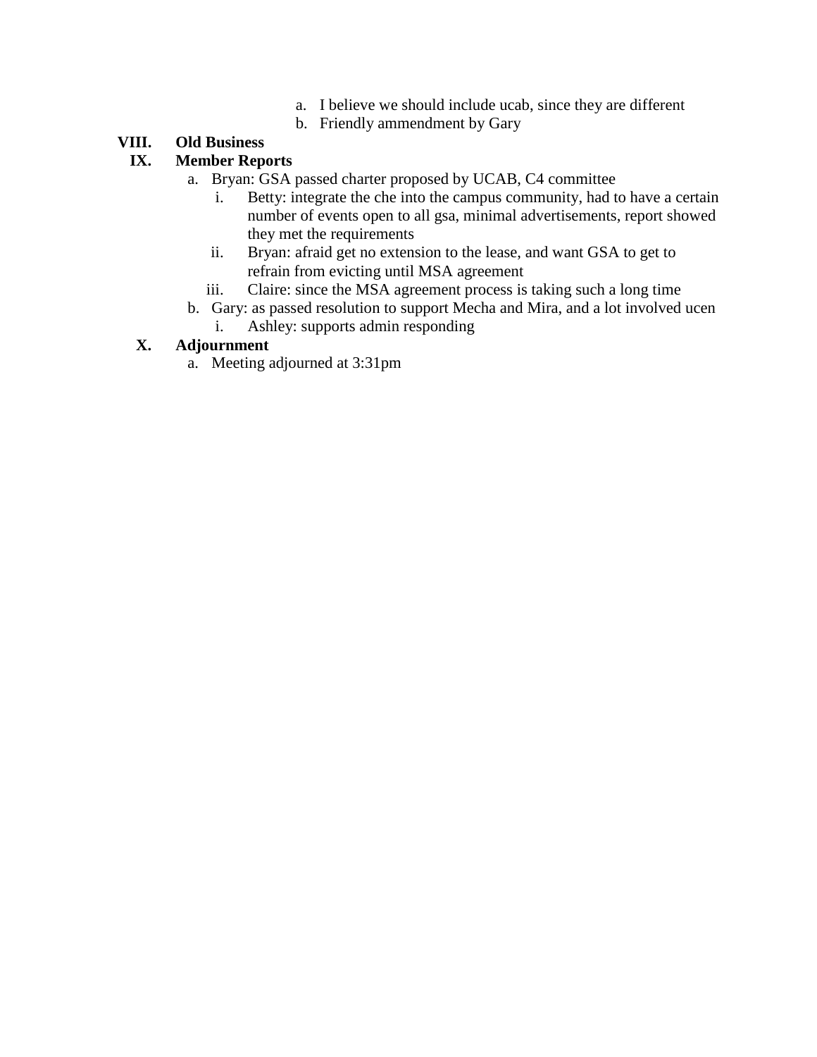a. I believe we should include ucab, since they are different
   b. Friendly ammendment by Gary

**VIII. Old Business**

**IX. Member Reports**

a. Bryan: GSA passed charter proposed by UCAB, C4 committee
   i. Betty: integrate the che into the campus community, had to have a certain number of events open to all gsa, minimal advertisements, report showed they met the requirements
   ii. Bryan: afraid get no extension to the lease, and want GSA to get to refrain from evicting until MSA agreement
   iii. Claire: since the MSA agreement process is taking such a long time

b. Gary: as passed resolution to support Mecha and Mira, and a lot involved ucen
   i. Ashley: supports admin responding

**X. Adjournment**

a. Meeting adjourned at 3:31pm